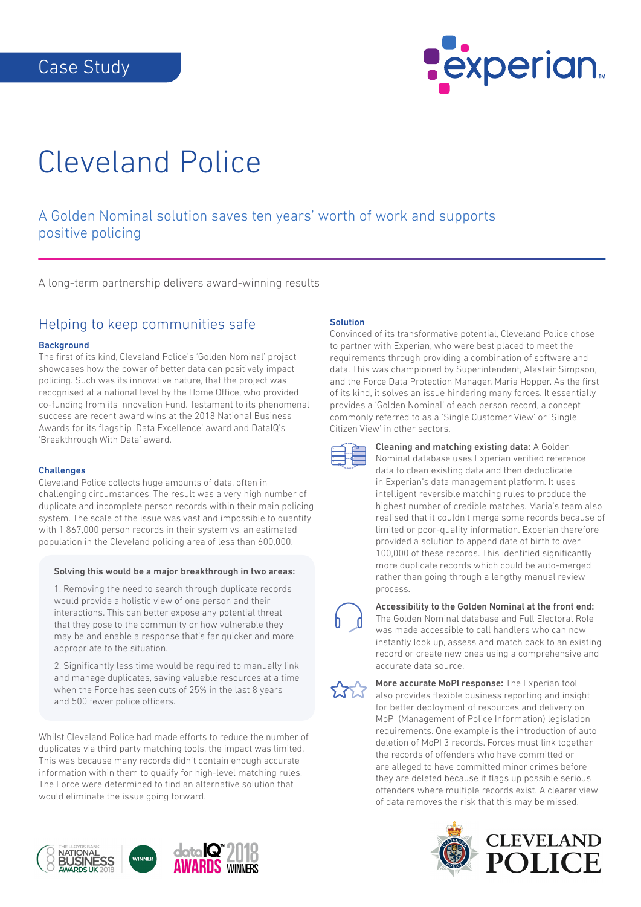Case Study

# Cleveland Police

## A Golden Nominal solution saves ten years' worth of work and supports positive policing

A long-term partnership delivers award-winning results

## Helping to keep communities safe

### Background

The first of its kind, Cleveland Police's 'Golden Nominal' project showcases how the power of better data can positively impact policing. Such was its innovative nature, that the project was recognised at a national level by the Home Office, who provided co-funding from its Innovation Fund. Testament to its phenomenal success are recent award wins at the 2018 National Business Awards for its flagship 'Data Excellence' award and DataIQ's 'Breakthrough With Data' award.

### Challenges

Cleveland Police collects huge amounts of data, often in challenging circumstances. The result was a very high number of duplicate and incomplete person records within their main policing system. The scale of the issue was vast and impossible to quantify with 1,867,000 person records in their system vs. an estimated population in the Cleveland policing area of less than 600,000.

**Solving this would be a major breakthrough in two areas:**

1. Removing the need to search through duplicate records would provide a holistic view of one person and their interactions. This can better expose any potential threat that they pose to the community or how vulnerable they may be and enable a response that's far quicker and more appropriate to the situation.

2. Significantly less time would be required to manually link and manage duplicates, saving valuable resources at a time when the Force has seen cuts of 25% in the last 8 years and 500 fewer police officers.

Whilst Cleveland Police had made efforts to reduce the number of duplicates via third party matching tools, the impact was limited. This was because many records didn't contain enough accurate information within them to qualify for high-level matching rules. The Force were determined to find an alternative solution that would eliminate the issue going forward.

### Solution

Convinced of its transformative potential, Cleveland Police chose to partner with Experian, who were best placed to meet the requirements through providing a combination of software and data. This was championed by Superintendent, Alastair Simpson, and the Force Data Protection Manager, Maria Hopper. As the first of its kind, it solves an issue hindering many forces. It essentially provides a 'Golden Nominal' of each person record, a concept commonly referred to as a 'Single Customer View' or 'Single Citizen View' in other sectors.

**Cleaning and matching existing data:** A Golden Nominal database uses Experian verified reference data to clean existing data and then deduplicate in Experian's data management platform. It uses intelligent reversible matching rules to produce the highest number of credible matches. Maria's team also realised that it couldn't merge some records because of limited or poor-quality information. Experian therefore provided a solution to append date of birth to over 100,000 of these records. This identified significantly more duplicate records which could be auto-merged rather than going through a lengthy manual review process.

**Accessibility to the Golden Nominal at the front end:** The Golden Nominal database and Full Electoral Role was made accessible to call handlers who can now instantly look up, assess and match back to an existing record or create new ones using a comprehensive and accurate data source.

**More accurate MoPI response:** The Experian tool also provides flexible business reporting and insight for better deployment of resources and delivery on MoPI (Management of Police Information) legislation requirements. One example is the introduction of auto deletion of MoPI 3 records. Forces must link together the records of offenders who have committed or are alleged to have committed minor crimes before they are deleted because it flags up possible serious offenders where multiple records exist. A clearer view of data removes the risk that this may be missed.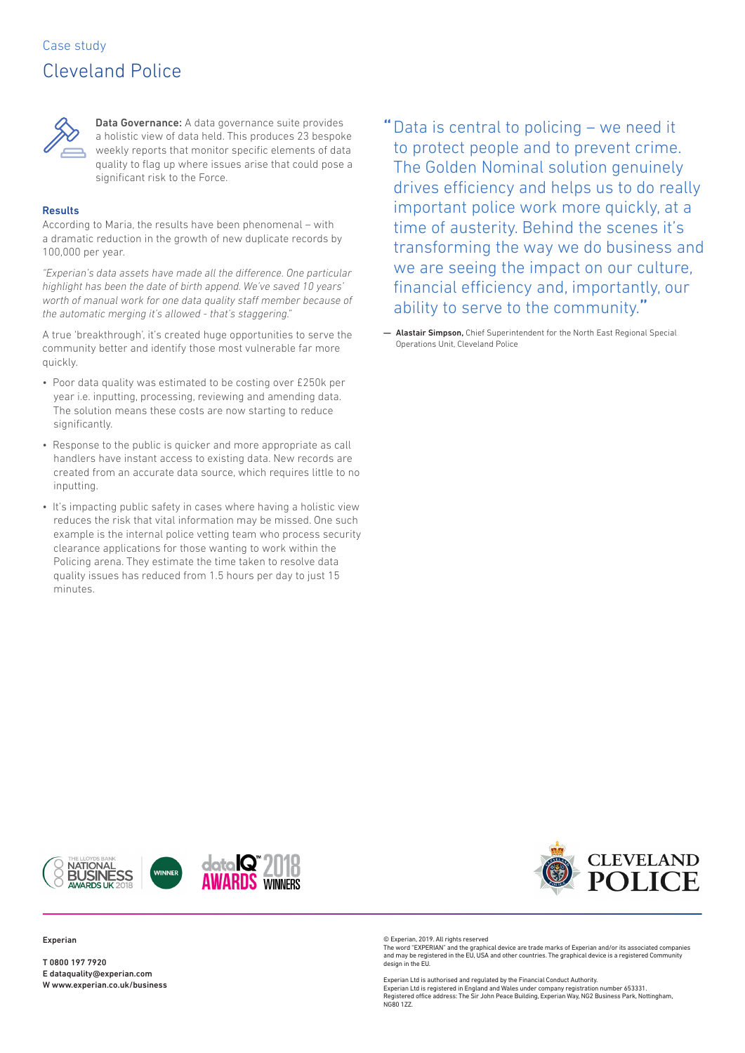Case study

# Cleveland Police

**Data Governance:** A data governance suite provides a holistic view of data held. This produces 23 bespoke weekly reports that monitor specific elements of data quality to flag up where issues arise that could pose a significant risk to the Force.

### Results

According to Maria, the results have been phenomenal – with a dramatic reduction in the growth of new duplicate records by 100,000 per year.

*"Experian's data assets have made all the difference. One particular highlight has been the date of birth append. We've saved 10 years' worth of manual work for one data quality staff member because of the automatic merging it's allowed - that's staggering."*

A true 'breakthrough', it's created huge opportunities to serve the community better and identify those most vulnerable far more quickly.

- Poor data quality was estimated to be costing over £250k per year i.e. inputting, processing, reviewing and amending data. The solution means these costs are now starting to reduce significantly.
- Response to the public is quicker and more appropriate as call handlers have instant access to existing data. New records are created from an accurate data source, which requires little to no inputting.
- It's impacting public safety in cases where having a holistic view reduces the risk that vital information may be missed. One such example is the internal police vetting team who process security clearance applications for those wanting to work within the Policing arena. They estimate the time taken to resolve data quality issues has reduced from 1.5 hours per day to just 15 minutes.

"Data is central to policing – we need it to protect people and to prevent crime. The Golden Nominal solution genuinely drives efficiency and helps us to do really important police work more quickly, at a time of austerity. Behind the scenes it's transforming the way we do business and we are seeing the impact on our culture, financial efficiency and, importantly, our ability to serve to the community."

— **Alastair Simpson,** Chief Superintendent for the North East Regional Special Operations Unit, Cleveland Police

THE LLOYDS BANK NATIONAL BUSINESS AWARDS UK 2018 WINNER

dataIQ AWARDS 2018 WINNERS

CLEVELAND POLICE

**Experian**

**T 0800 197 7920**
**E dataquality@experian.com**
**W www.experian.co.uk/business**

© Experian, 2019. All rights reserved
The word "EXPERIAN" and the graphical device are trade marks of Experian and/or its associated companies and may be registered in the EU, USA and other countries. The graphical device is a registered Community design in the EU.

Experian Ltd is authorised and regulated by the Financial Conduct Authority.
Experian Ltd is registered in England and Wales under company registration number 653331.
Registered office address: The Sir John Peace Building, Experian Way, NG2 Business Park, Nottingham, NG80 1ZZ.